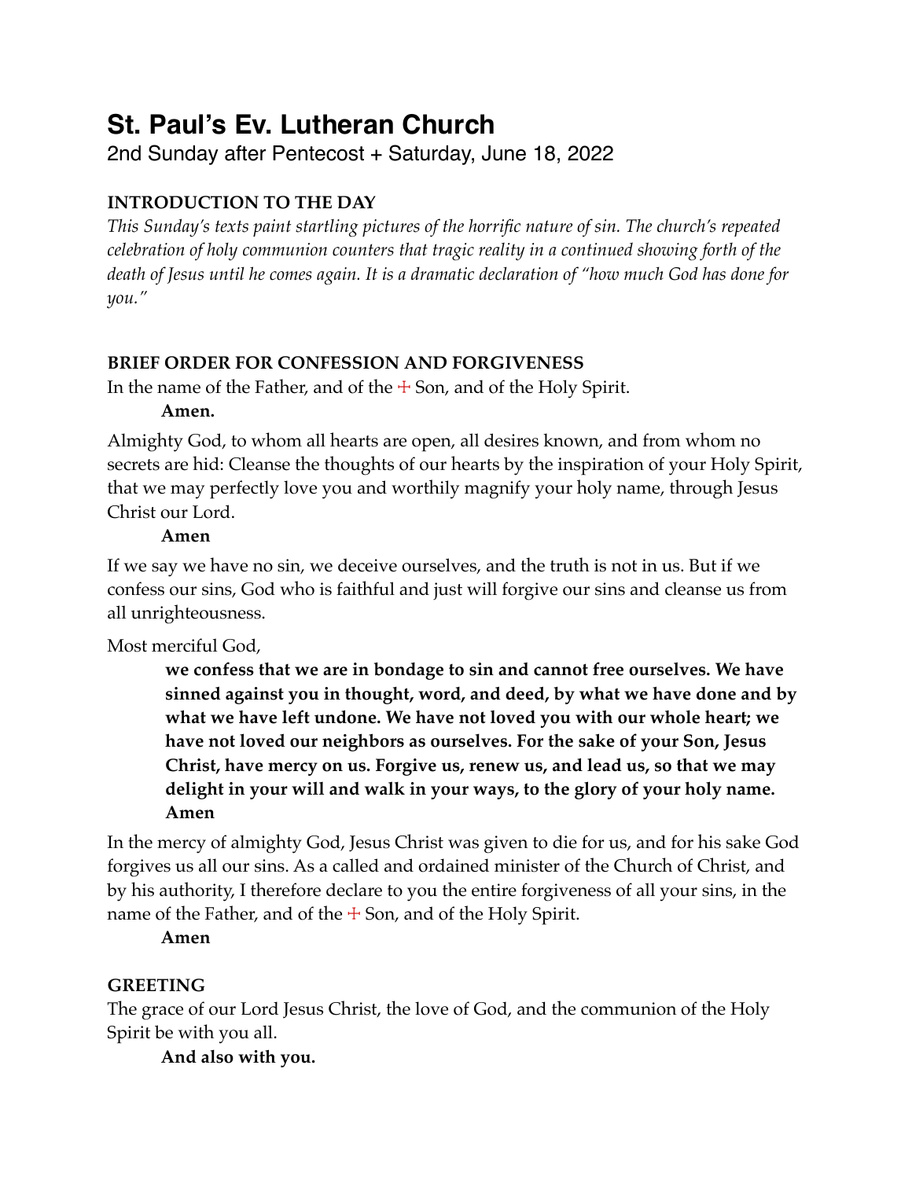# St. Paul's Ev. Lutheran Church

2nd Sunday after Pentecost + Saturday, June 18, 2022

## INTRODUCTION TO THE DAY

*This Sunday's texts paint startling pictures of the horrific nature of sin. The church's repeated celebration of holy communion counters that tragic reality in a continued showing forth of the death of Jesus until he comes again. It is a dramatic declaration of "how much God has done for you."*

## BRIEF ORDER FOR CONFESSION AND FORGIVENESS

In the name of the Father, and of the ☩ Son, and of the Holy Spirit.

**Amen.**

Almighty God, to whom all hearts are open, all desires known, and from whom no secrets are hid: Cleanse the thoughts of our hearts by the inspiration of your Holy Spirit, that we may perfectly love you and worthily magnify your holy name, through Jesus Christ our Lord.

**Amen**

If we say we have no sin, we deceive ourselves, and the truth is not in us. But if we confess our sins, God who is faithful and just will forgive our sins and cleanse us from all unrighteousness.

Most merciful God,

**we confess that we are in bondage to sin and cannot free ourselves. We have sinned against you in thought, word, and deed, by what we have done and by what we have left undone. We have not loved you with our whole heart; we have not loved our neighbors as ourselves. For the sake of your Son, Jesus Christ, have mercy on us. Forgive us, renew us, and lead us, so that we may delight in your will and walk in your ways, to the glory of your holy name. Amen**

In the mercy of almighty God, Jesus Christ was given to die for us, and for his sake God forgives us all our sins. As a called and ordained minister of the Church of Christ, and by his authority, I therefore declare to you the entire forgiveness of all your sins, in the name of the Father, and of the ☩ Son, and of the Holy Spirit.

**Amen**

## GREETING

The grace of our Lord Jesus Christ, the love of God, and the communion of the Holy Spirit be with you all.

**And also with you.**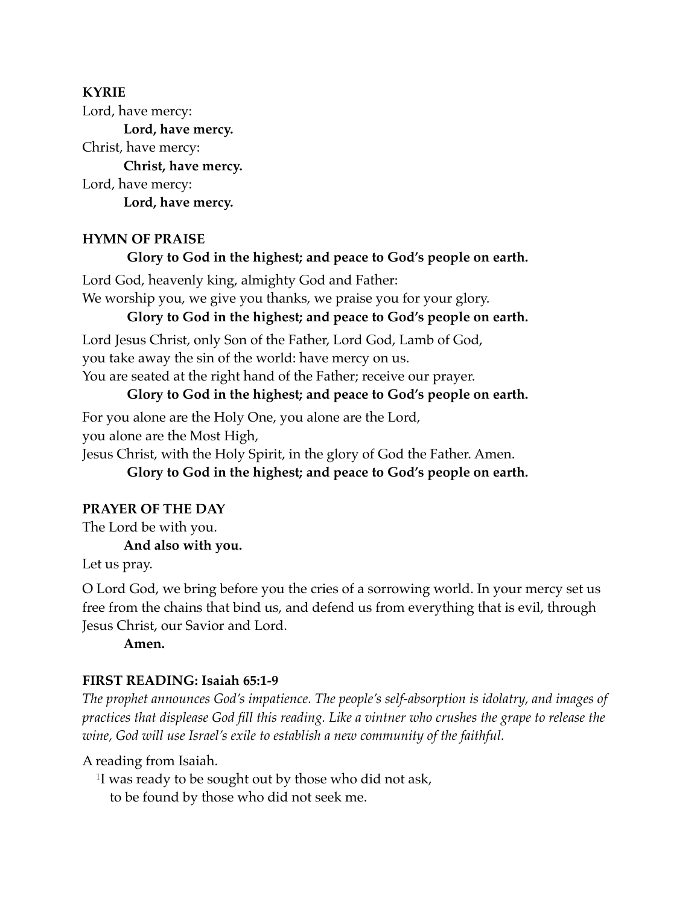**KYRIE**

Lord, have mercy:

**Lord, have mercy.**

Christ, have mercy:

**Christ, have mercy.**

Lord, have mercy:

**Lord, have mercy.**

**HYMN OF PRAISE**

**Glory to God in the highest; and peace to God's people on earth.**

Lord God, heavenly king, almighty God and Father:
We worship you, we give you thanks, we praise you for your glory.

**Glory to God in the highest; and peace to God's people on earth.**

Lord Jesus Christ, only Son of the Father, Lord God, Lamb of God,
you take away the sin of the world: have mercy on us.
You are seated at the right hand of the Father; receive our prayer.

**Glory to God in the highest; and peace to God's people on earth.**

For you alone are the Holy One, you alone are the Lord,
you alone are the Most High,
Jesus Christ, with the Holy Spirit, in the glory of God the Father. Amen.

**Glory to God in the highest; and peace to God's people on earth.**

**PRAYER OF THE DAY**

The Lord be with you.

**And also with you.**

Let us pray.

O Lord God, we bring before you the cries of a sorrowing world. In your mercy set us free from the chains that bind us, and defend us from everything that is evil, through Jesus Christ, our Savior and Lord.

**Amen.**

**FIRST READING: Isaiah 65:1-9**

*The prophet announces God's impatience. The people's self-absorption is idolatry, and images of practices that displease God fill this reading. Like a vintner who crushes the grape to release the wine, God will use Israel's exile to establish a new community of the faithful.*

A reading from Isaiah.

[1]I was ready to be sought out by those who did not ask,
to be found by those who did not seek me.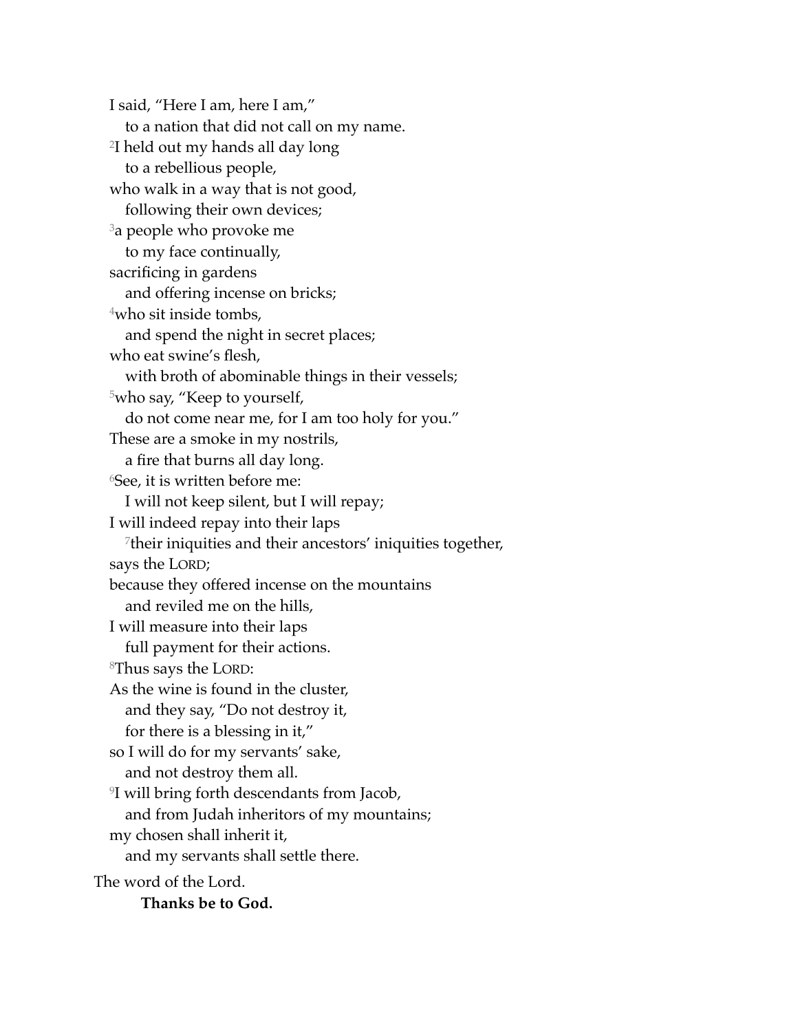I said, "Here I am, here I am,"
to a nation that did not call on my name.
[2]I held out my hands all day long
to a rebellious people,
who walk in a way that is not good,
following their own devices;
[3]a people who provoke me
to my face continually,
sacrificing in gardens
and offering incense on bricks;
[4]who sit inside tombs,
and spend the night in secret places;
who eat swine's flesh,
with broth of abominable things in their vessels;
[5]who say, "Keep to yourself,
do not come near me, for I am too holy for you."
These are a smoke in my nostrils,
a fire that burns all day long.
[6]See, it is written before me:
I will not keep silent, but I will repay;
I will indeed repay into their laps
[7]their iniquities and their ancestors' iniquities together,
says the LORD;
because they offered incense on the mountains
and reviled me on the hills,
I will measure into their laps
full payment for their actions.
[8]Thus says the LORD:
As the wine is found in the cluster,
and they say, "Do not destroy it,
for there is a blessing in it,"
so I will do for my servants' sake,
and not destroy them all.
[9]I will bring forth descendants from Jacob,
and from Judah inheritors of my mountains;
my chosen shall inherit it,
and my servants shall settle there.

The word of the Lord.

**Thanks be to God.**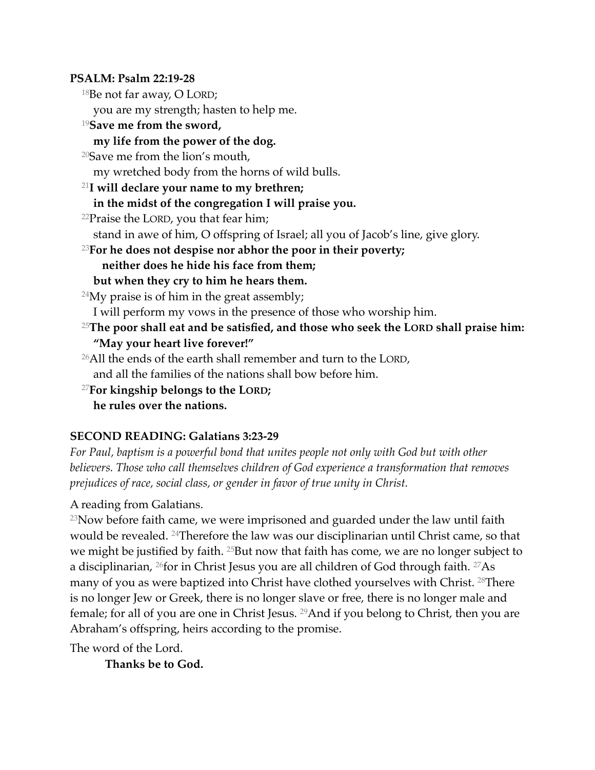**PSALM: Psalm 22:19-28**

[18]Be not far away, O LORD;
you are my strength; hasten to help me.

[19]**Save me from the sword,**
**my life from the power of the dog.**

[20]Save me from the lion's mouth,
my wretched body from the horns of wild bulls.

[21]**I will declare your name to my brethren;**
**in the midst of the congregation I will praise you.**

[22]Praise the LORD, you that fear him;
stand in awe of him, O offspring of Israel; all you of Jacob's line, give glory.

[23]**For he does not despise nor abhor the poor in their poverty;**
**neither does he hide his face from them;**
**but when they cry to him he hears them.**

[24]My praise is of him in the great assembly;
I will perform my vows in the presence of those who worship him.

[25]**The poor shall eat and be satisfied, and those who seek the LORD shall praise him:**
**"May your heart live forever!"**

[26]All the ends of the earth shall remember and turn to the LORD,
and all the families of the nations shall bow before him.

[27]**For kingship belongs to the LORD;**
**he rules over the nations.**

**SECOND READING: Galatians 3:23-29**

*For Paul, baptism is a powerful bond that unites people not only with God but with other believers. Those who call themselves children of God experience a transformation that removes prejudices of race, social class, or gender in favor of true unity in Christ.*

A reading from Galatians.

[23]Now before faith came, we were imprisoned and guarded under the law until faith would be revealed. [24]Therefore the law was our disciplinarian until Christ came, so that we might be justified by faith. [25]But now that faith has come, we are no longer subject to a disciplinarian, [26]for in Christ Jesus you are all children of God through faith. [27]As many of you as were baptized into Christ have clothed yourselves with Christ. [28]There is no longer Jew or Greek, there is no longer slave or free, there is no longer male and female; for all of you are one in Christ Jesus. [29]And if you belong to Christ, then you are Abraham's offspring, heirs according to the promise.

The word of the Lord.

**Thanks be to God.**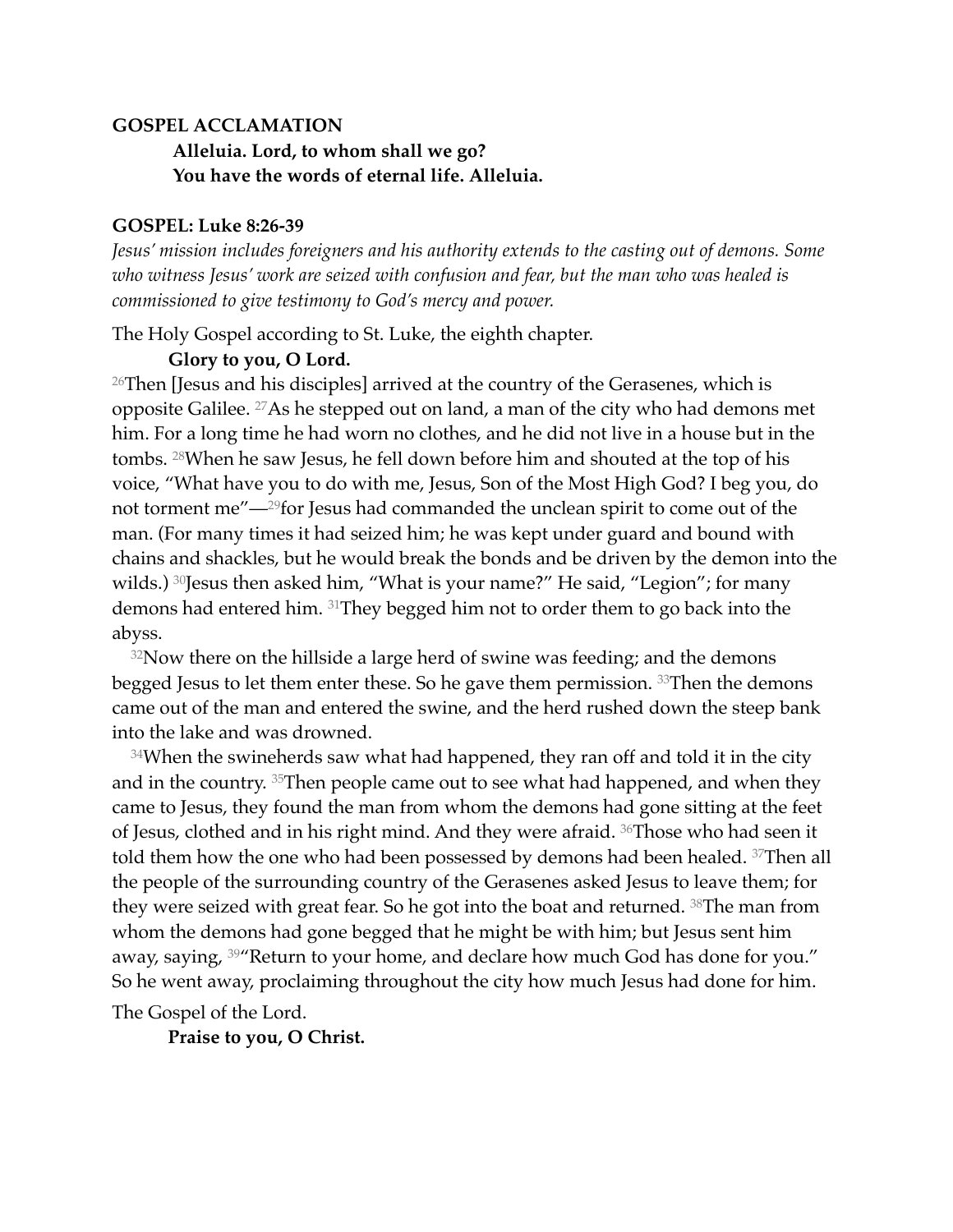**GOSPEL ACCLAMATION**

**Alleluia. Lord, to whom shall we go?**
**You have the words of eternal life. Alleluia.**

**GOSPEL: Luke 8:26-39**

*Jesus' mission includes foreigners and his authority extends to the casting out of demons. Some who witness Jesus' work are seized with confusion and fear, but the man who was healed is commissioned to give testimony to God's mercy and power.*

The Holy Gospel according to St. Luke, the eighth chapter.

**Glory to you, O Lord.**

26 Then [Jesus and his disciples] arrived at the country of the Gerasenes, which is opposite Galilee. 27 As he stepped out on land, a man of the city who had demons met him. For a long time he had worn no clothes, and he did not live in a house but in the tombs. 28 When he saw Jesus, he fell down before him and shouted at the top of his voice, "What have you to do with me, Jesus, Son of the Most High God? I beg you, do not torment me"—29 for Jesus had commanded the unclean spirit to come out of the man. (For many times it had seized him; he was kept under guard and bound with chains and shackles, but he would break the bonds and be driven by the demon into the wilds.) 30 Jesus then asked him, "What is your name?" He said, "Legion"; for many demons had entered him. 31 They begged him not to order them to go back into the abyss.

32 Now there on the hillside a large herd of swine was feeding; and the demons begged Jesus to let them enter these. So he gave them permission. 33 Then the demons came out of the man and entered the swine, and the herd rushed down the steep bank into the lake and was drowned.

34 When the swineherds saw what had happened, they ran off and told it in the city and in the country. 35 Then people came out to see what had happened, and when they came to Jesus, they found the man from whom the demons had gone sitting at the feet of Jesus, clothed and in his right mind. And they were afraid. 36 Those who had seen it told them how the one who had been possessed by demons had been healed. 37 Then all the people of the surrounding country of the Gerasenes asked Jesus to leave them; for they were seized with great fear. So he got into the boat and returned. 38 The man from whom the demons had gone begged that he might be with him; but Jesus sent him away, saying, 39 "Return to your home, and declare how much God has done for you." So he went away, proclaiming throughout the city how much Jesus had done for him.

The Gospel of the Lord.

**Praise to you, O Christ.**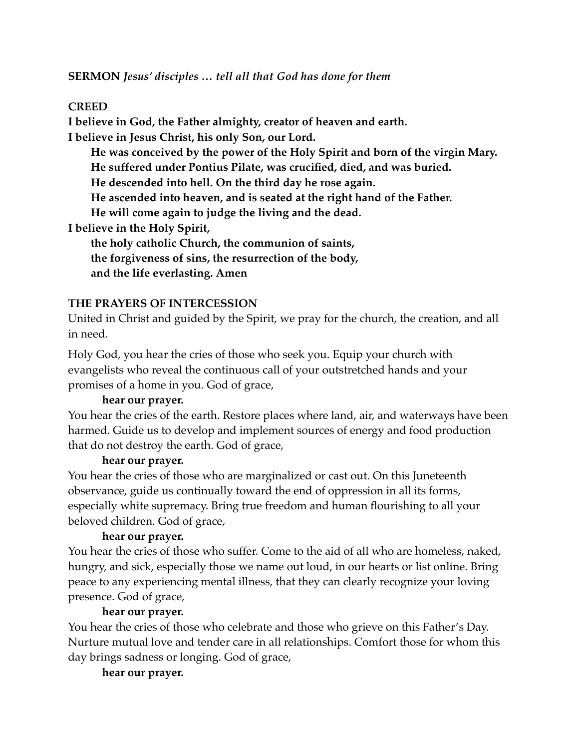**SERMON** *Jesus' disciples … tell all that God has done for them*

**CREED**

**I believe in God, the Father almighty, creator of heaven and earth.**
**I believe in Jesus Christ, his only Son, our Lord.**
**He was conceived by the power of the Holy Spirit and born of the virgin Mary.**
**He suffered under Pontius Pilate, was crucified, died, and was buried.**
**He descended into hell. On the third day he rose again.**
**He ascended into heaven, and is seated at the right hand of the Father.**
**He will come again to judge the living and the dead.**
**I believe in the Holy Spirit,**
**the holy catholic Church, the communion of saints,**
**the forgiveness of sins, the resurrection of the body,**
**and the life everlasting. Amen**

**THE PRAYERS OF INTERCESSION**

United in Christ and guided by the Spirit, we pray for the church, the creation, and all in need.

Holy God, you hear the cries of those who seek you. Equip your church with evangelists who reveal the continuous call of your outstretched hands and your promises of a home in you. God of grace,
**hear our prayer.**

You hear the cries of the earth. Restore places where land, air, and waterways have been harmed. Guide us to develop and implement sources of energy and food production that do not destroy the earth. God of grace,
**hear our prayer.**

You hear the cries of those who are marginalized or cast out. On this Juneteenth observance, guide us continually toward the end of oppression in all its forms, especially white supremacy. Bring true freedom and human flourishing to all your beloved children. God of grace,
**hear our prayer.**

You hear the cries of those who suffer. Come to the aid of all who are homeless, naked, hungry, and sick, especially those we name out loud, in our hearts or list online. Bring peace to any experiencing mental illness, that they can clearly recognize your loving presence. God of grace,
**hear our prayer.**

You hear the cries of those who celebrate and those who grieve on this Father's Day. Nurture mutual love and tender care in all relationships. Comfort those for whom this day brings sadness or longing. God of grace,
**hear our prayer.**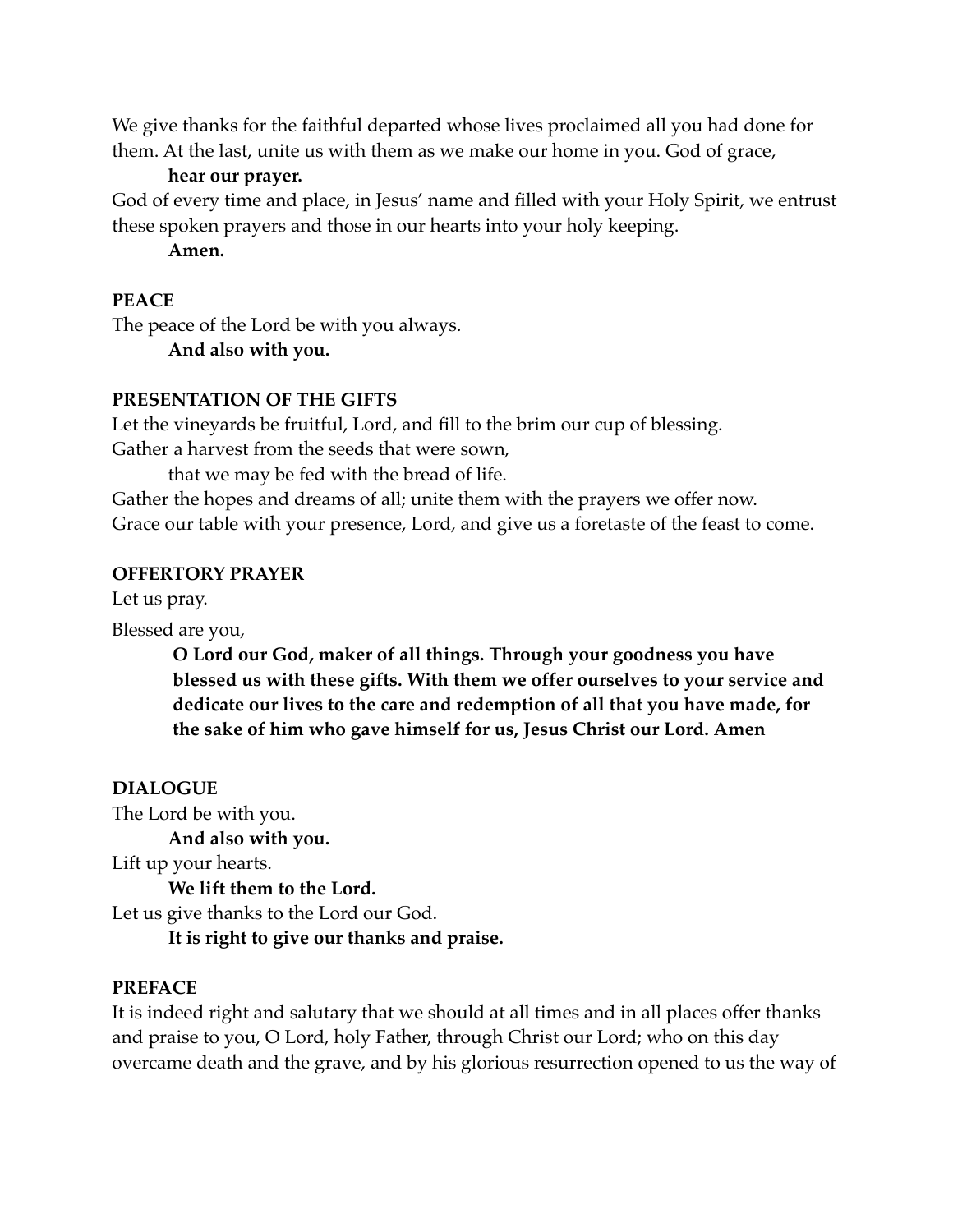We give thanks for the faithful departed whose lives proclaimed all you had done for them. At the last, unite us with them as we make our home in you. God of grace,

**hear our prayer.**

God of every time and place, in Jesus' name and filled with your Holy Spirit, we entrust these spoken prayers and those in our hearts into your holy keeping.

**Amen.**

**PEACE**

The peace of the Lord be with you always.

**And also with you.**

**PRESENTATION OF THE GIFTS**

Let the vineyards be fruitful, Lord, and fill to the brim our cup of blessing.
Gather a harvest from the seeds that were sown,

that we may be fed with the bread of life.

Gather the hopes and dreams of all; unite them with the prayers we offer now.
Grace our table with your presence, Lord, and give us a foretaste of the feast to come.

**OFFERTORY PRAYER**

Let us pray.

Blessed are you,

**O Lord our God, maker of all things. Through your goodness you have blessed us with these gifts. With them we offer ourselves to your service and dedicate our lives to the care and redemption of all that you have made, for the sake of him who gave himself for us, Jesus Christ our Lord. Amen**

**DIALOGUE**

The Lord be with you.

**And also with you.**

Lift up your hearts.

**We lift them to the Lord.**

Let us give thanks to the Lord our God.

**It is right to give our thanks and praise.**

**PREFACE**

It is indeed right and salutary that we should at all times and in all places offer thanks and praise to you, O Lord, holy Father, through Christ our Lord; who on this day overcame death and the grave, and by his glorious resurrection opened to us the way of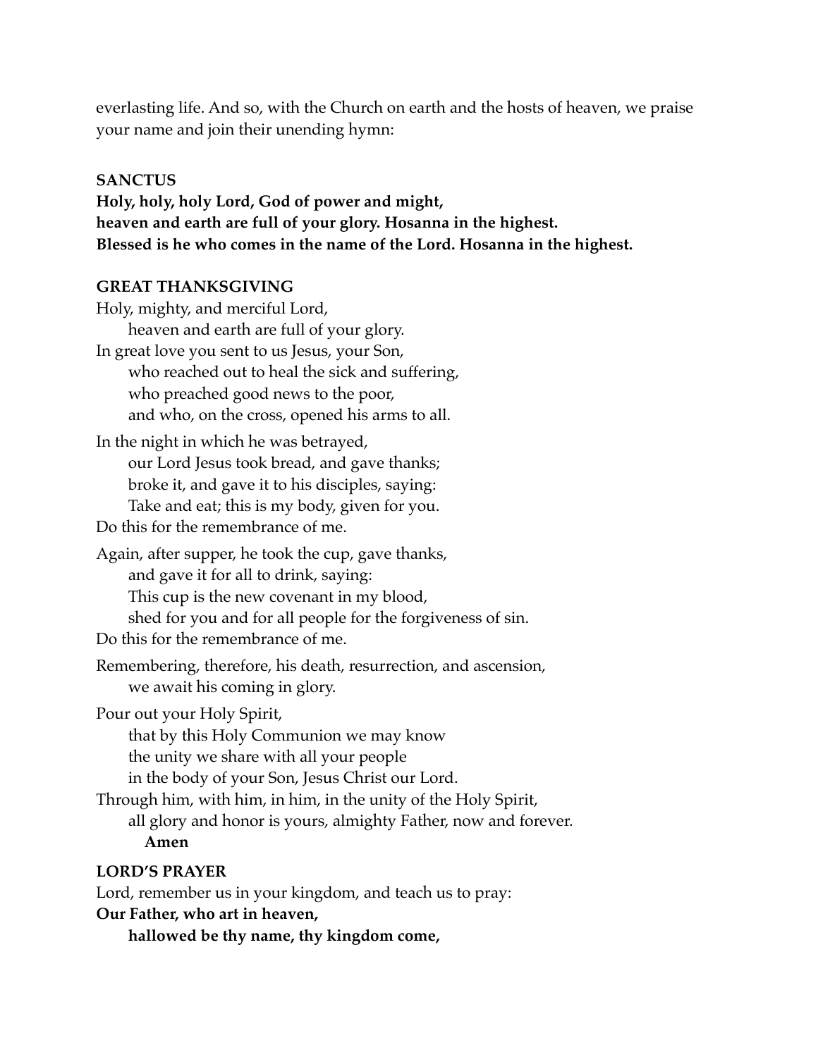everlasting life. And so, with the Church on earth and the hosts of heaven, we praise your name and join their unending hymn:

**SANCTUS**

**Holy, holy, holy Lord, God of power and might,**
**heaven and earth are full of your glory. Hosanna in the highest.**
**Blessed is he who comes in the name of the Lord. Hosanna in the highest.**

**GREAT THANKSGIVING**

Holy, mighty, and merciful Lord,
heaven and earth are full of your glory.
In great love you sent to us Jesus, your Son,
who reached out to heal the sick and suffering,
who preached good news to the poor,
and who, on the cross, opened his arms to all.

In the night in which he was betrayed,
our Lord Jesus took bread, and gave thanks;
broke it, and gave it to his disciples, saying:
Take and eat; this is my body, given for you.
Do this for the remembrance of me.

Again, after supper, he took the cup, gave thanks,
and gave it for all to drink, saying:
This cup is the new covenant in my blood,
shed for you and for all people for the forgiveness of sin.
Do this for the remembrance of me.

Remembering, therefore, his death, resurrection, and ascension,
we await his coming in glory.

Pour out your Holy Spirit,
that by this Holy Communion we may know
the unity we share with all your people
in the body of your Son, Jesus Christ our Lord.
Through him, with him, in him, in the unity of the Holy Spirit,
all glory and honor is yours, almighty Father, now and forever.
**Amen**

**LORD'S PRAYER**

Lord, remember us in your kingdom, and teach us to pray:
**Our Father, who art in heaven,**
**hallowed be thy name, thy kingdom come,**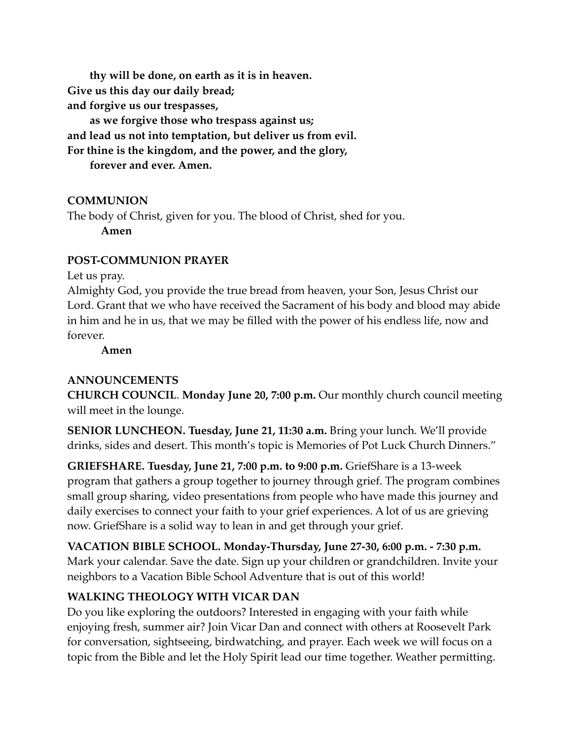**thy will be done, on earth as it is in heaven.**
**Give us this day our daily bread;**
**and forgive us our trespasses,**
**as we forgive those who trespass against us;**
**and lead us not into temptation, but deliver us from evil.**
**For thine is the kingdom, and the power, and the glory,**
**forever and ever. Amen.**

**COMMUNION**

The body of Christ, given for you. The blood of Christ, shed for you.
**Amen**

**POST-COMMUNION PRAYER**

Let us pray.
Almighty God, you provide the true bread from heaven, your Son, Jesus Christ our Lord. Grant that we who have received the Sacrament of his body and blood may abide in him and he in us, that we may be filled with the power of his endless life, now and forever.
**Amen**

**ANNOUNCEMENTS**

**CHURCH COUNCIL**. **Monday June 20, 7:00 p.m.** Our monthly church council meeting will meet in the lounge.

**SENIOR LUNCHEON. Tuesday, June 21, 11:30 a.m.** Bring your lunch. We'll provide drinks, sides and desert. This month's topic is Memories of Pot Luck Church Dinners."

**GRIEFSHARE. Tuesday, June 21, 7:00 p.m. to 9:00 p.m.** GriefShare is a 13-week program that gathers a group together to journey through grief. The program combines small group sharing, video presentations from people who have made this journey and daily exercises to connect your faith to your grief experiences. A lot of us are grieving now. GriefShare is a solid way to lean in and get through your grief.

**VACATION BIBLE SCHOOL. Monday-Thursday, June 27-30, 6:00 p.m. - 7:30 p.m.** Mark your calendar. Save the date. Sign up your children or grandchildren. Invite your neighbors to a Vacation Bible School Adventure that is out of this world!

**WALKING THEOLOGY WITH VICAR DAN**

Do you like exploring the outdoors? Interested in engaging with your faith while enjoying fresh, summer air? Join Vicar Dan and connect with others at Roosevelt Park for conversation, sightseeing, birdwatching, and prayer. Each week we will focus on a topic from the Bible and let the Holy Spirit lead our time together. Weather permitting.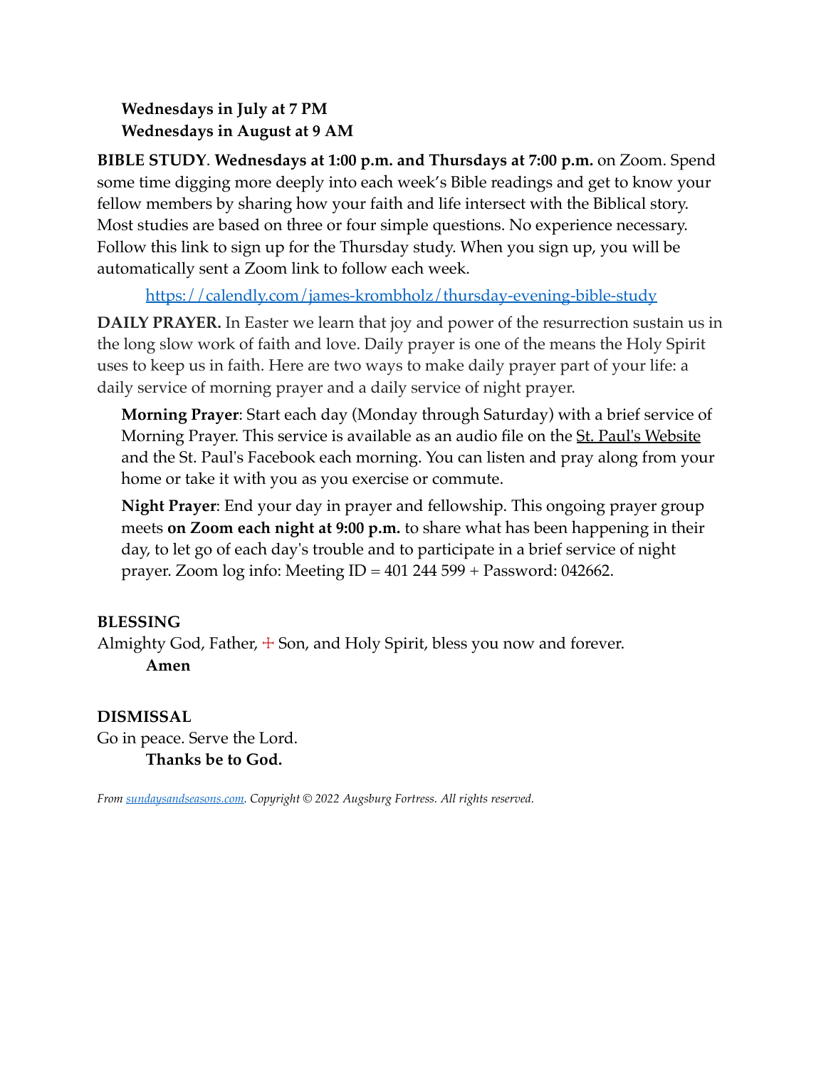**Wednesdays in July at 7 PM**
**Wednesdays in August at 9 AM**

**BIBLE STUDY**. **Wednesdays at 1:00 p.m. and Thursdays at 7:00 p.m.** on Zoom. Spend some time digging more deeply into each week's Bible readings and get to know your fellow members by sharing how your faith and life intersect with the Biblical story. Most studies are based on three or four simple questions. No experience necessary. Follow this link to sign up for the Thursday study. When you sign up, you will be automatically sent a Zoom link to follow each week.

[https://calendly.com/james-krombholz/thursday-evening-bible-study](https://calendly.com/james-krombholz/thursday-evening-bible-study)

**DAILY PRAYER.** In Easter we learn that joy and power of the resurrection sustain us in the long slow work of faith and love. Daily prayer is one of the means the Holy Spirit uses to keep us in faith. Here are two ways to make daily prayer part of your life: a daily service of morning prayer and a daily service of night prayer.

**Morning Prayer**: Start each day (Monday through Saturday) with a brief service of Morning Prayer. This service is available as an audio file on the St. Paul's Website and the St. Paul's Facebook each morning. You can listen and pray along from your home or take it with you as you exercise or commute.

**Night Prayer**: End your day in prayer and fellowship. This ongoing prayer group meets **on Zoom each night at 9:00 p.m.** to share what has been happening in their day, to let go of each day's trouble and to participate in a brief service of night prayer. Zoom log info: Meeting ID = 401 244 599 + Password: 042662.

**BLESSING**

Almighty God, Father, ☩ Son, and Holy Spirit, bless you now and forever.

**Amen**

**DISMISSAL**

Go in peace. Serve the Lord.

**Thanks be to God.**

*From [sundaysandseasons.com](https://sundaysandseasons.com). Copyright © 2022 Augsburg Fortress. All rights reserved.*